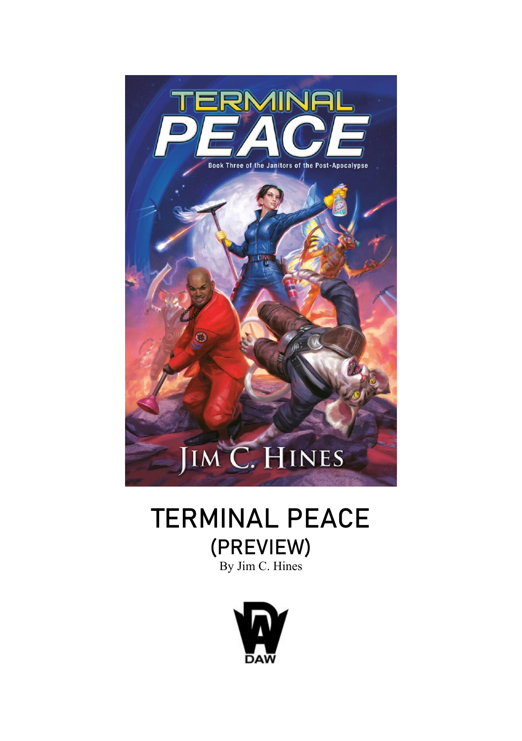# TERMINAL PEACE

## (PREVIEW)

By Jim C. Hines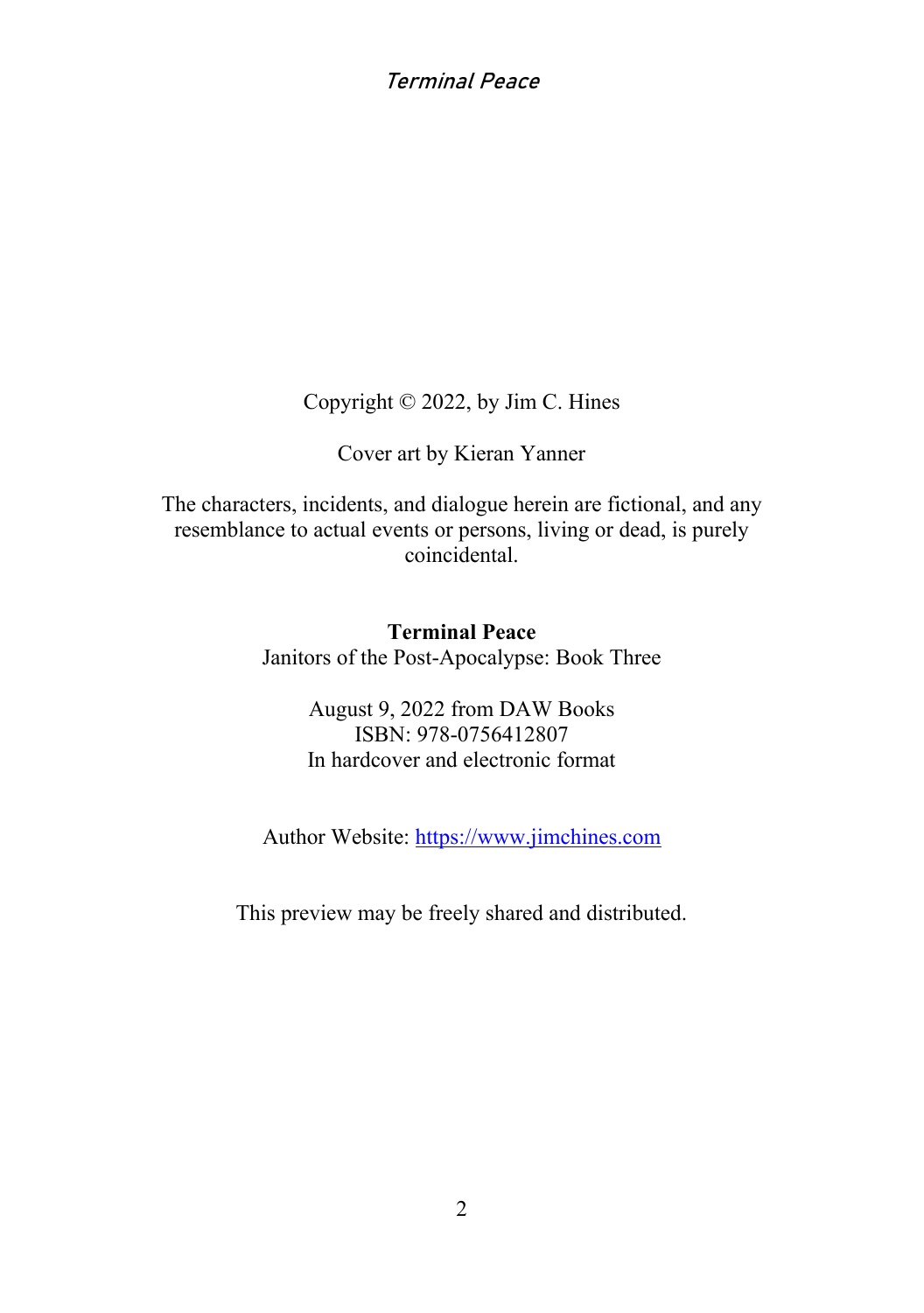Copyright © 2022, by Jim C. Hines

Cover art by Kieran Yanner

The characters, incidents, and dialogue herein are fictional, and any resemblance to actual events or persons, living or dead, is purely coincidental.

**Terminal Peace**
Janitors of the Post-Apocalypse: Book Three

August 9, 2022 from DAW Books
ISBN: 978-0756412807
In hardcover and electronic format

Author Website: [https://www.jimchines.com](https://www.jimchines.com)

This preview may be freely shared and distributed.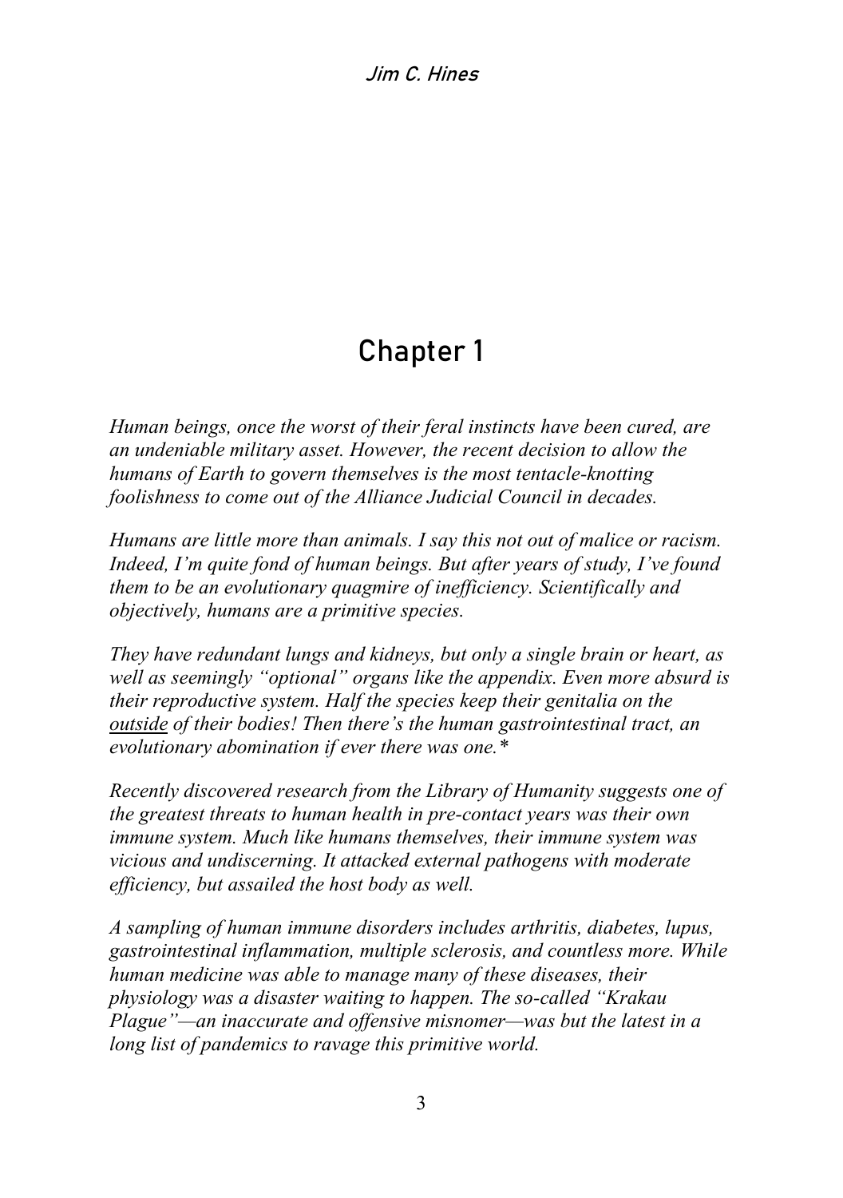# Chapter 1

*Human beings, once the worst of their feral instincts have been cured, are an undeniable military asset. However, the recent decision to allow the humans of Earth to govern themselves is the most tentacle-knotting foolishness to come out of the Alliance Judicial Council in decades.*

*Humans are little more than animals. I say this not out of malice or racism. Indeed, I'm quite fond of human beings. But after years of study, I've found them to be an evolutionary quagmire of inefficiency. Scientifically and objectively, humans are a primitive species.*

*They have redundant lungs and kidneys, but only a single brain or heart, as well as seemingly "optional" organs like the appendix. Even more absurd is their reproductive system. Half the species keep their genitalia on the <u>outside</u> of their bodies! Then there's the human gastrointestinal tract, an evolutionary abomination if ever there was one.**

*Recently discovered research from the Library of Humanity suggests one of the greatest threats to human health in pre-contact years was their own immune system. Much like humans themselves, their immune system was vicious and undiscerning. It attacked external pathogens with moderate efficiency, but assailed the host body as well.*

*A sampling of human immune disorders includes arthritis, diabetes, lupus, gastrointestinal inflammation, multiple sclerosis, and countless more. While human medicine was able to manage many of these diseases, their physiology was a disaster waiting to happen. The so-called "Krakau Plague"—an inaccurate and offensive misnomer—was but the latest in a long list of pandemics to ravage this primitive world.*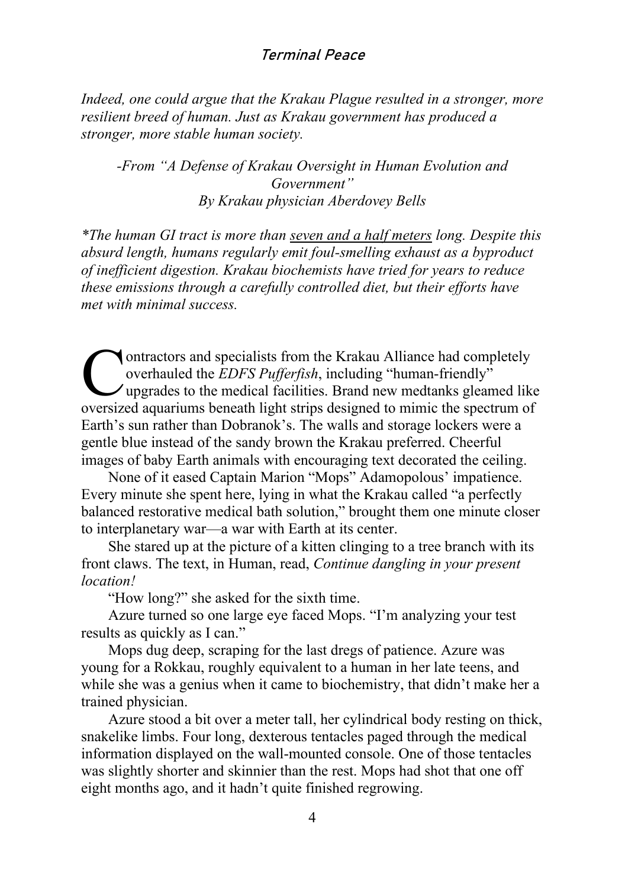*Indeed, one could argue that the Krakau Plague resulted in a stronger, more resilient breed of human. Just as Krakau government has produced a stronger, more stable human society.*

*-From "A Defense of Krakau Oversight in Human Evolution and Government"*
*By Krakau physician Aberdovey Bells*

*\*The human GI tract is more than <u>seven and a half meters</u> long. Despite this absurd length, humans regularly emit foul-smelling exhaust as a byproduct of inefficient digestion. Krakau biochemists have tried for years to reduce these emissions through a carefully controlled diet, but their efforts have met with minimal success.*

Contractors and specialists from the Krakau Alliance had completely overhauled the *EDFS Pufferfish*, including "human-friendly" upgrades to the medical facilities. Brand new medtanks gleamed like oversized aquariums beneath light strips designed to mimic the spectrum of Earth's sun rather than Dobranok's. The walls and storage lockers were a gentle blue instead of the sandy brown the Krakau preferred. Cheerful images of baby Earth animals with encouraging text decorated the ceiling.

None of it eased Captain Marion "Mops" Adamopolous' impatience. Every minute she spent here, lying in what the Krakau called "a perfectly balanced restorative medical bath solution," brought them one minute closer to interplanetary war—a war with Earth at its center.

She stared up at the picture of a kitten clinging to a tree branch with its front claws. The text, in Human, read, *Continue dangling in your present location!*

"How long?" she asked for the sixth time.

Azure turned so one large eye faced Mops. "I'm analyzing your test results as quickly as I can."

Mops dug deep, scraping for the last dregs of patience. Azure was young for a Rokkau, roughly equivalent to a human in her late teens, and while she was a genius when it came to biochemistry, that didn't make her a trained physician.

Azure stood a bit over a meter tall, her cylindrical body resting on thick, snakelike limbs. Four long, dexterous tentacles paged through the medical information displayed on the wall-mounted console. One of those tentacles was slightly shorter and skinnier than the rest. Mops had shot that one off eight months ago, and it hadn't quite finished regrowing.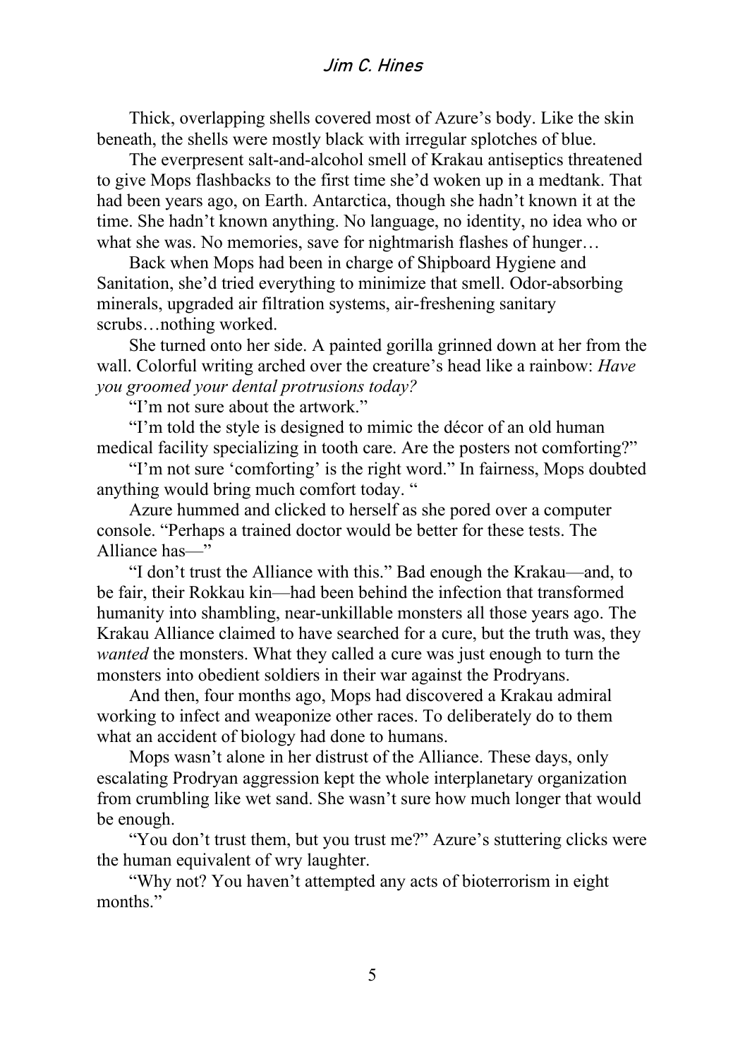Thick, overlapping shells covered most of Azure's body. Like the skin beneath, the shells were mostly black with irregular splotches of blue.

The everpresent salt-and-alcohol smell of Krakau antiseptics threatened to give Mops flashbacks to the first time she'd woken up in a medtank. That had been years ago, on Earth. Antarctica, though she hadn't known it at the time. She hadn't known anything. No language, no identity, no idea who or what she was. No memories, save for nightmarish flashes of hunger…

Back when Mops had been in charge of Shipboard Hygiene and Sanitation, she'd tried everything to minimize that smell. Odor-absorbing minerals, upgraded air filtration systems, air-freshening sanitary scrubs…nothing worked.

She turned onto her side. A painted gorilla grinned down at her from the wall. Colorful writing arched over the creature's head like a rainbow: *Have you groomed your dental protrusions today?*

"I'm not sure about the artwork."

"I'm told the style is designed to mimic the décor of an old human medical facility specializing in tooth care. Are the posters not comforting?"

"I'm not sure 'comforting' is the right word." In fairness, Mops doubted anything would bring much comfort today. "

Azure hummed and clicked to herself as she pored over a computer console. "Perhaps a trained doctor would be better for these tests. The Alliance has—"

"I don't trust the Alliance with this." Bad enough the Krakau—and, to be fair, their Rokkau kin—had been behind the infection that transformed humanity into shambling, near-unkillable monsters all those years ago. The Krakau Alliance claimed to have searched for a cure, but the truth was, they *wanted* the monsters. What they called a cure was just enough to turn the monsters into obedient soldiers in their war against the Prodryans.

And then, four months ago, Mops had discovered a Krakau admiral working to infect and weaponize other races. To deliberately do to them what an accident of biology had done to humans.

Mops wasn't alone in her distrust of the Alliance. These days, only escalating Prodryan aggression kept the whole interplanetary organization from crumbling like wet sand. She wasn't sure how much longer that would be enough.

"You don't trust them, but you trust me?" Azure's stuttering clicks were the human equivalent of wry laughter.

"Why not? You haven't attempted any acts of bioterrorism in eight months."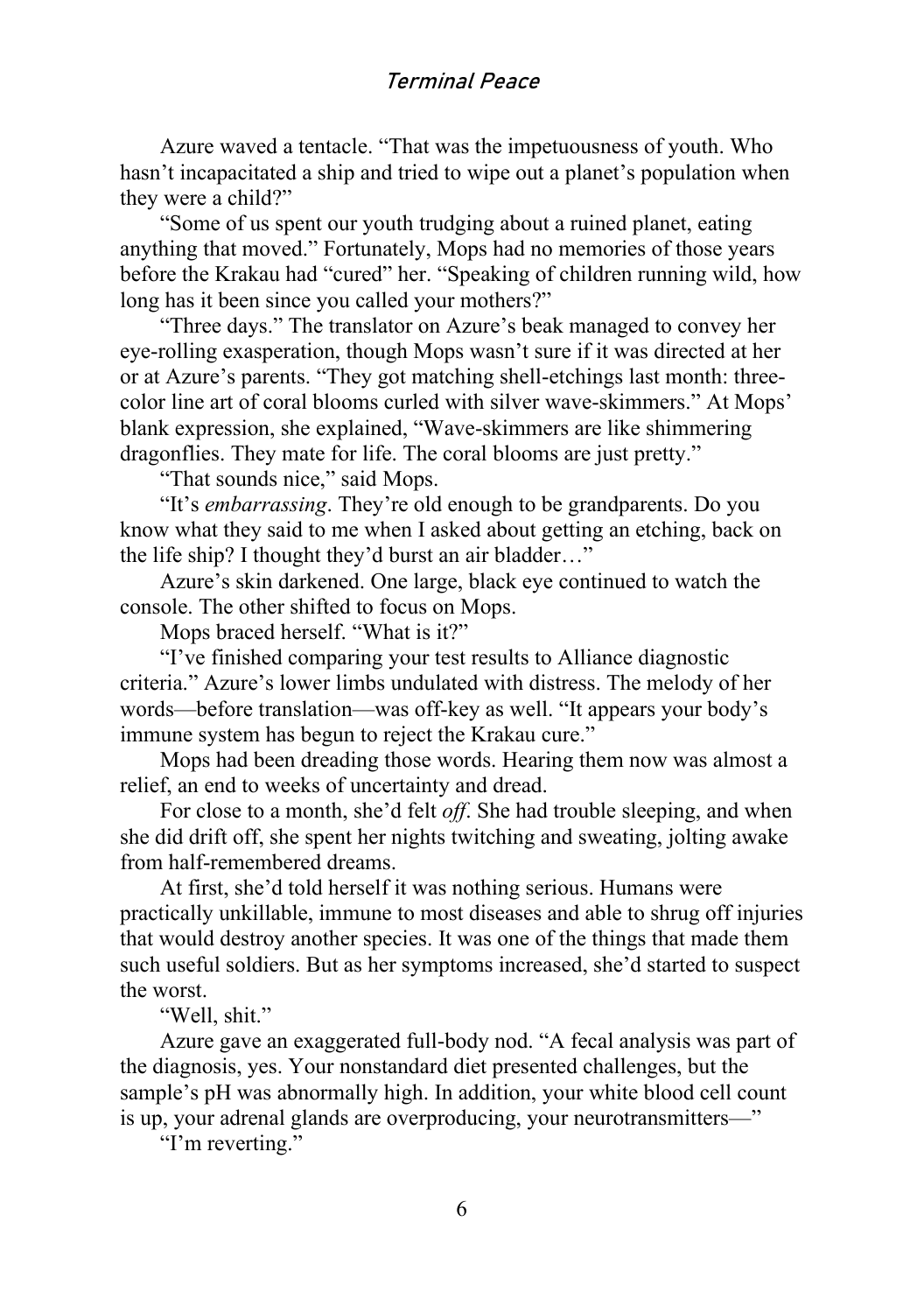Azure waved a tentacle. "That was the impetuousness of youth. Who hasn't incapacitated a ship and tried to wipe out a planet's population when they were a child?"

"Some of us spent our youth trudging about a ruined planet, eating anything that moved." Fortunately, Mops had no memories of those years before the Krakau had "cured" her. "Speaking of children running wild, how long has it been since you called your mothers?"

"Three days." The translator on Azure's beak managed to convey her eye-rolling exasperation, though Mops wasn't sure if it was directed at her or at Azure's parents. "They got matching shell-etchings last month: three-color line art of coral blooms curled with silver wave-skimmers." At Mops' blank expression, she explained, "Wave-skimmers are like shimmering dragonflies. They mate for life. The coral blooms are just pretty."

"That sounds nice," said Mops.

"It's *embarrassing*. They're old enough to be grandparents. Do you know what they said to me when I asked about getting an etching, back on the life ship? I thought they'd burst an air bladder…"

Azure's skin darkened. One large, black eye continued to watch the console. The other shifted to focus on Mops.

Mops braced herself. "What is it?"

"I've finished comparing your test results to Alliance diagnostic criteria." Azure's lower limbs undulated with distress. The melody of her words—before translation—was off-key as well. "It appears your body's immune system has begun to reject the Krakau cure."

Mops had been dreading those words. Hearing them now was almost a relief, an end to weeks of uncertainty and dread.

For close to a month, she'd felt *off*. She had trouble sleeping, and when she did drift off, she spent her nights twitching and sweating, jolting awake from half-remembered dreams.

At first, she'd told herself it was nothing serious. Humans were practically unkillable, immune to most diseases and able to shrug off injuries that would destroy another species. It was one of the things that made them such useful soldiers. But as her symptoms increased, she'd started to suspect the worst.

"Well, shit."

Azure gave an exaggerated full-body nod. "A fecal analysis was part of the diagnosis, yes. Your nonstandard diet presented challenges, but the sample's pH was abnormally high. In addition, your white blood cell count is up, your adrenal glands are overproducing, your neurotransmitters—"

"I'm reverting."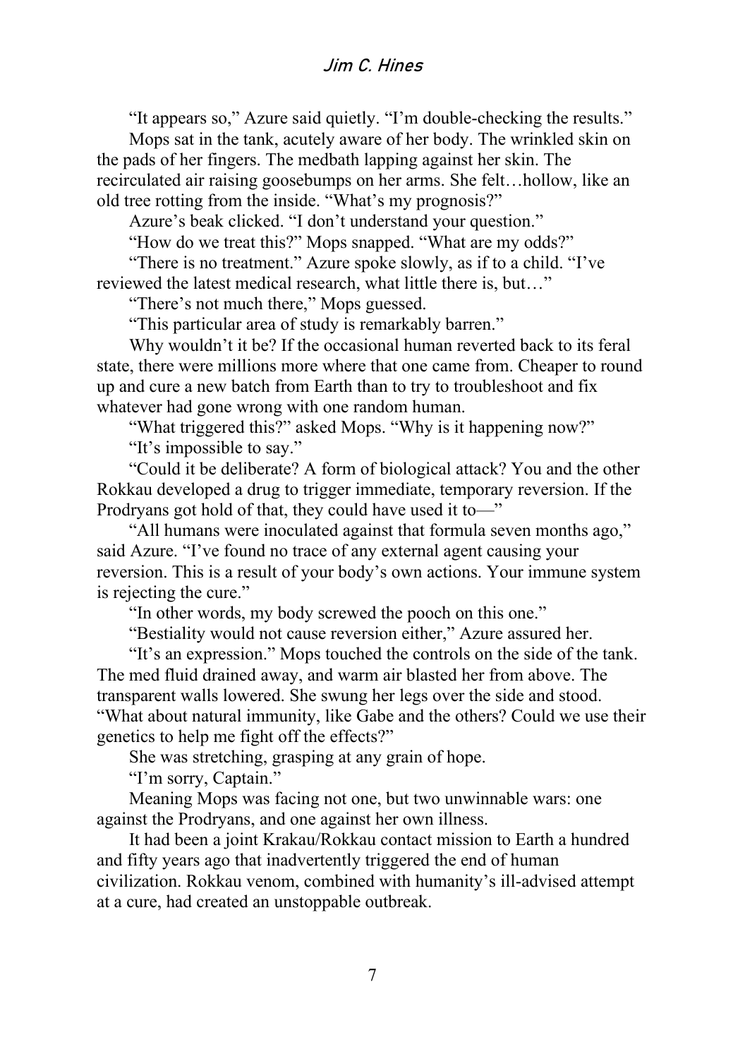"It appears so," Azure said quietly. "I'm double-checking the results."

Mops sat in the tank, acutely aware of her body. The wrinkled skin on the pads of her fingers. The medbath lapping against her skin. The recirculated air raising goosebumps on her arms. She felt…hollow, like an old tree rotting from the inside. "What's my prognosis?"

Azure's beak clicked. "I don't understand your question."

"How do we treat this?" Mops snapped. "What are my odds?"

"There is no treatment." Azure spoke slowly, as if to a child. "I've reviewed the latest medical research, what little there is, but…"

"There's not much there," Mops guessed.

"This particular area of study is remarkably barren."

Why wouldn't it be? If the occasional human reverted back to its feral state, there were millions more where that one came from. Cheaper to round up and cure a new batch from Earth than to try to troubleshoot and fix whatever had gone wrong with one random human.

"What triggered this?" asked Mops. "Why is it happening now?"

"It's impossible to say."

"Could it be deliberate? A form of biological attack? You and the other Rokkau developed a drug to trigger immediate, temporary reversion. If the Prodryans got hold of that, they could have used it to—"

"All humans were inoculated against that formula seven months ago," said Azure. "I've found no trace of any external agent causing your reversion. This is a result of your body's own actions. Your immune system is rejecting the cure."

"In other words, my body screwed the pooch on this one."

"Bestiality would not cause reversion either," Azure assured her.

"It's an expression." Mops touched the controls on the side of the tank. The med fluid drained away, and warm air blasted her from above. The transparent walls lowered. She swung her legs over the side and stood. "What about natural immunity, like Gabe and the others? Could we use their genetics to help me fight off the effects?"

She was stretching, grasping at any grain of hope.

"I'm sorry, Captain."

Meaning Mops was facing not one, but two unwinnable wars: one against the Prodryans, and one against her own illness.

It had been a joint Krakau/Rokkau contact mission to Earth a hundred and fifty years ago that inadvertently triggered the end of human civilization. Rokkau venom, combined with humanity's ill-advised attempt at a cure, had created an unstoppable outbreak.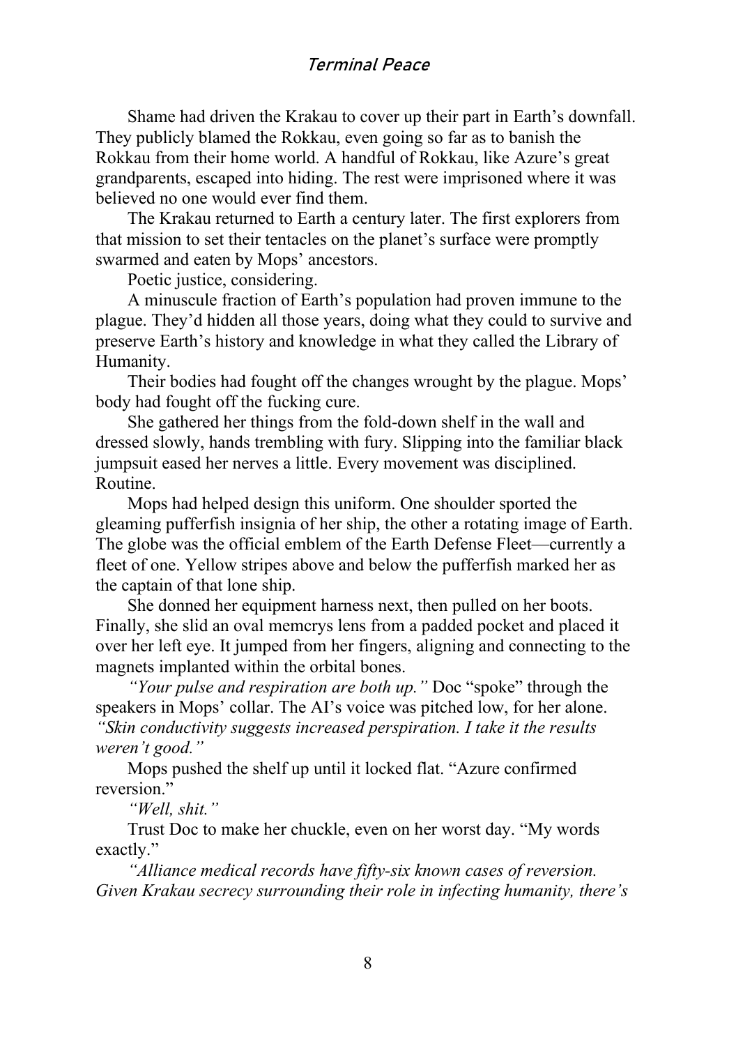Shame had driven the Krakau to cover up their part in Earth's downfall. They publicly blamed the Rokkau, even going so far as to banish the Rokkau from their home world. A handful of Rokkau, like Azure's great grandparents, escaped into hiding. The rest were imprisoned where it was believed no one would ever find them.

The Krakau returned to Earth a century later. The first explorers from that mission to set their tentacles on the planet's surface were promptly swarmed and eaten by Mops' ancestors.

Poetic justice, considering.

A minuscule fraction of Earth's population had proven immune to the plague. They'd hidden all those years, doing what they could to survive and preserve Earth's history and knowledge in what they called the Library of Humanity.

Their bodies had fought off the changes wrought by the plague. Mops' body had fought off the fucking cure.

She gathered her things from the fold-down shelf in the wall and dressed slowly, hands trembling with fury. Slipping into the familiar black jumpsuit eased her nerves a little. Every movement was disciplined. Routine.

Mops had helped design this uniform. One shoulder sported the gleaming pufferfish insignia of her ship, the other a rotating image of Earth. The globe was the official emblem of the Earth Defense Fleet—currently a fleet of one. Yellow stripes above and below the pufferfish marked her as the captain of that lone ship.

She donned her equipment harness next, then pulled on her boots. Finally, she slid an oval memcrys lens from a padded pocket and placed it over her left eye. It jumped from her fingers, aligning and connecting to the magnets implanted within the orbital bones.

*"Your pulse and respiration are both up."* Doc "spoke" through the speakers in Mops' collar. The AI's voice was pitched low, for her alone. *"Skin conductivity suggests increased perspiration. I take it the results weren't good."*

Mops pushed the shelf up until it locked flat. "Azure confirmed reversion."

*"Well, shit."*

Trust Doc to make her chuckle, even on her worst day. "My words exactly."

*"Alliance medical records have fifty-six known cases of reversion. Given Krakau secrecy surrounding their role in infecting humanity, there's*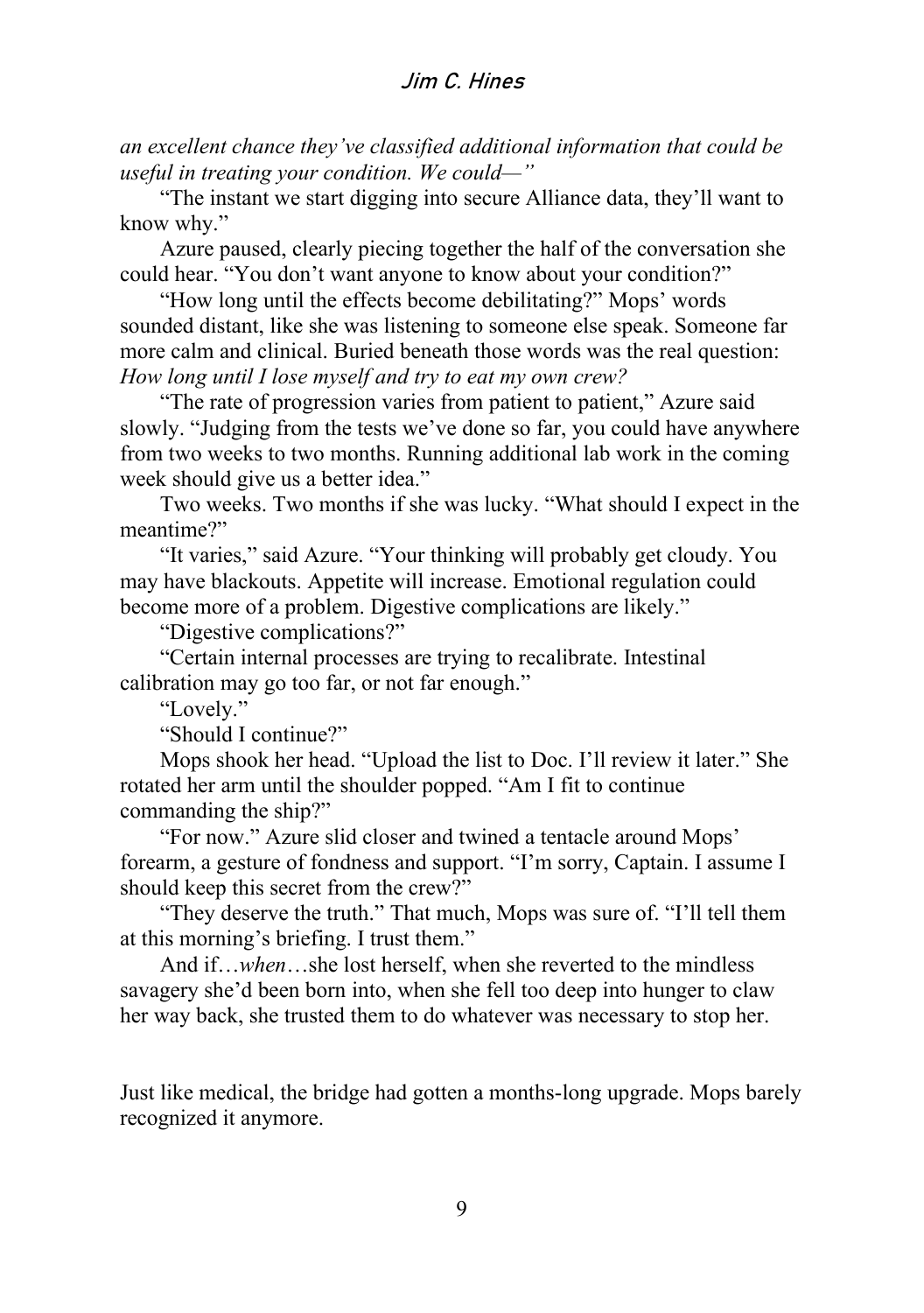*an excellent chance they've classified additional information that could be useful in treating your condition. We could—"*

"The instant we start digging into secure Alliance data, they'll want to know why."

Azure paused, clearly piecing together the half of the conversation she could hear. "You don't want anyone to know about your condition?"

"How long until the effects become debilitating?" Mops' words sounded distant, like she was listening to someone else speak. Someone far more calm and clinical. Buried beneath those words was the real question: *How long until I lose myself and try to eat my own crew?*

"The rate of progression varies from patient to patient," Azure said slowly. "Judging from the tests we've done so far, you could have anywhere from two weeks to two months. Running additional lab work in the coming week should give us a better idea."

Two weeks. Two months if she was lucky. "What should I expect in the meantime?"

"It varies," said Azure. "Your thinking will probably get cloudy. You may have blackouts. Appetite will increase. Emotional regulation could become more of a problem. Digestive complications are likely."

"Digestive complications?"

"Certain internal processes are trying to recalibrate. Intestinal calibration may go too far, or not far enough."

"Lovely."

"Should I continue?"

Mops shook her head. "Upload the list to Doc. I'll review it later." She rotated her arm until the shoulder popped. "Am I fit to continue commanding the ship?"

"For now." Azure slid closer and twined a tentacle around Mops' forearm, a gesture of fondness and support. "I'm sorry, Captain. I assume I should keep this secret from the crew?"

"They deserve the truth." That much, Mops was sure of. "I'll tell them at this morning's briefing. I trust them."

And if…*when*…she lost herself, when she reverted to the mindless savagery she'd been born into, when she fell too deep into hunger to claw her way back, she trusted them to do whatever was necessary to stop her.

Just like medical, the bridge had gotten a months-long upgrade. Mops barely recognized it anymore.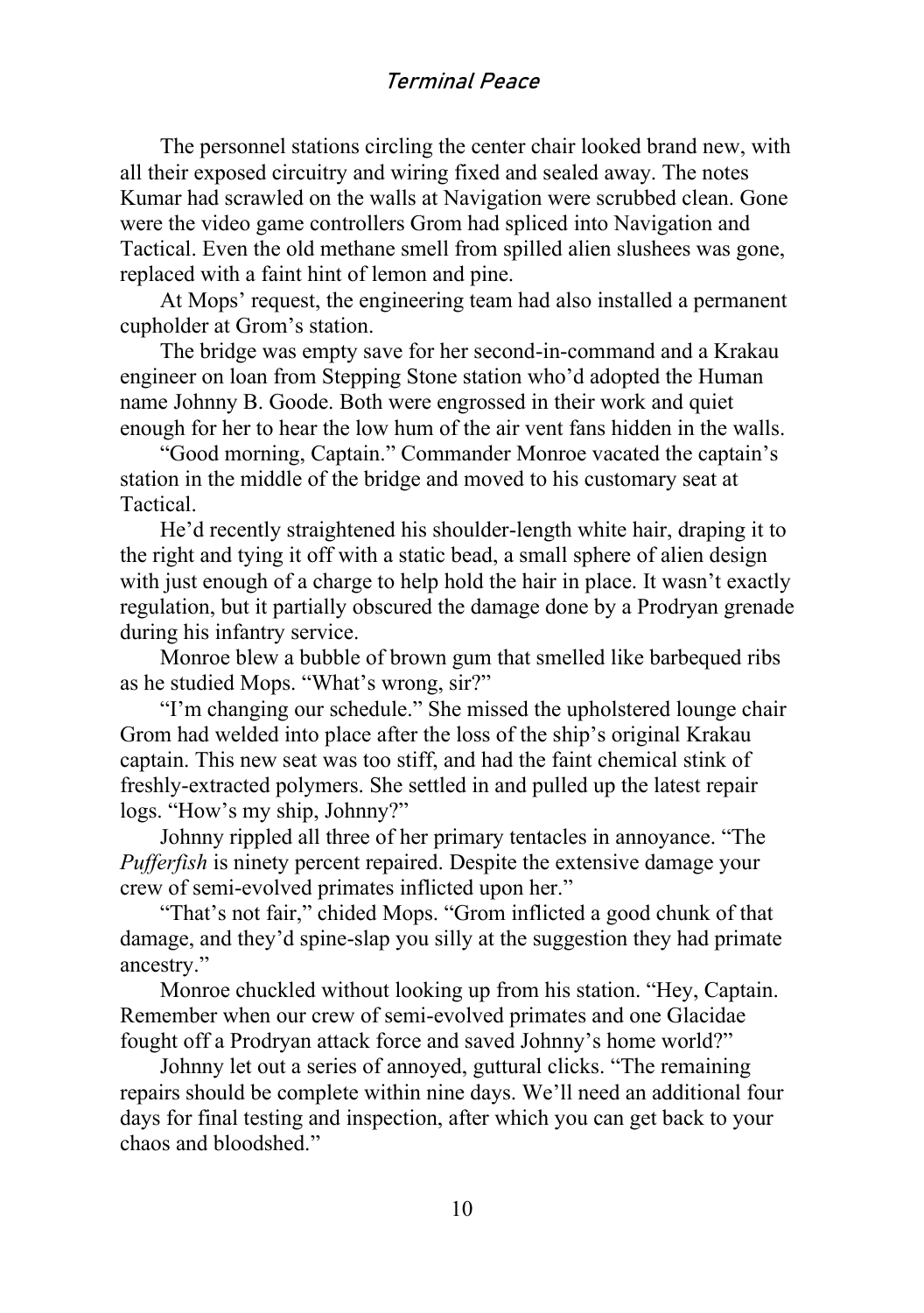The personnel stations circling the center chair looked brand new, with all their exposed circuitry and wiring fixed and sealed away. The notes Kumar had scrawled on the walls at Navigation were scrubbed clean. Gone were the video game controllers Grom had spliced into Navigation and Tactical. Even the old methane smell from spilled alien slushees was gone, replaced with a faint hint of lemon and pine.

At Mops' request, the engineering team had also installed a permanent cupholder at Grom's station.

The bridge was empty save for her second-in-command and a Krakau engineer on loan from Stepping Stone station who'd adopted the Human name Johnny B. Goode. Both were engrossed in their work and quiet enough for her to hear the low hum of the air vent fans hidden in the walls.

"Good morning, Captain." Commander Monroe vacated the captain's station in the middle of the bridge and moved to his customary seat at Tactical.

He'd recently straightened his shoulder-length white hair, draping it to the right and tying it off with a static bead, a small sphere of alien design with just enough of a charge to help hold the hair in place. It wasn't exactly regulation, but it partially obscured the damage done by a Prodryan grenade during his infantry service.

Monroe blew a bubble of brown gum that smelled like barbequed ribs as he studied Mops. "What's wrong, sir?"

"I'm changing our schedule." She missed the upholstered lounge chair Grom had welded into place after the loss of the ship's original Krakau captain. This new seat was too stiff, and had the faint chemical stink of freshly-extracted polymers. She settled in and pulled up the latest repair logs. "How's my ship, Johnny?"

Johnny rippled all three of her primary tentacles in annoyance. "The *Pufferfish* is ninety percent repaired. Despite the extensive damage your crew of semi-evolved primates inflicted upon her."

"That's not fair," chided Mops. "Grom inflicted a good chunk of that damage, and they'd spine-slap you silly at the suggestion they had primate ancestry."

Monroe chuckled without looking up from his station. "Hey, Captain. Remember when our crew of semi-evolved primates and one Glacidae fought off a Prodryan attack force and saved Johnny's home world?"

Johnny let out a series of annoyed, guttural clicks. "The remaining repairs should be complete within nine days. We'll need an additional four days for final testing and inspection, after which you can get back to your chaos and bloodshed."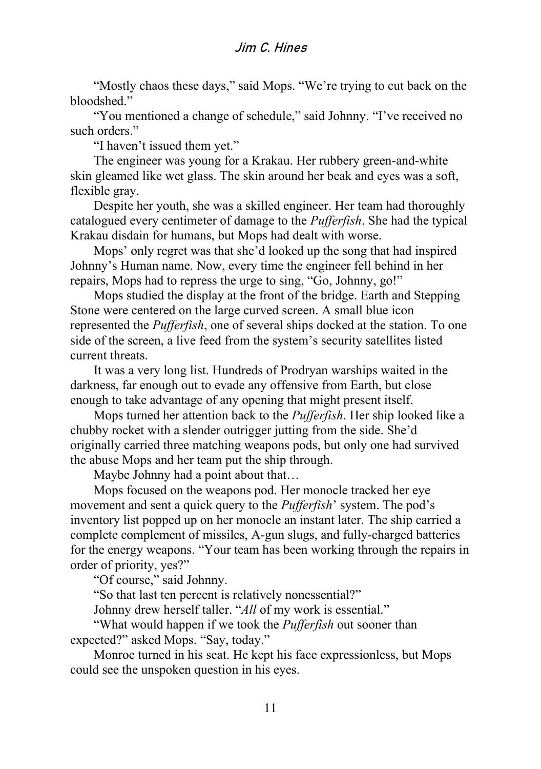"Mostly chaos these days," said Mops. "We're trying to cut back on the bloodshed."

"You mentioned a change of schedule," said Johnny. "I've received no such orders."

"I haven't issued them yet."

The engineer was young for a Krakau. Her rubbery green-and-white skin gleamed like wet glass. The skin around her beak and eyes was a soft, flexible gray.

Despite her youth, she was a skilled engineer. Her team had thoroughly catalogued every centimeter of damage to the *Pufferfish*. She had the typical Krakau disdain for humans, but Mops had dealt with worse.

Mops' only regret was that she'd looked up the song that had inspired Johnny's Human name. Now, every time the engineer fell behind in her repairs, Mops had to repress the urge to sing, "Go, Johnny, go!"

Mops studied the display at the front of the bridge. Earth and Stepping Stone were centered on the large curved screen. A small blue icon represented the *Pufferfish*, one of several ships docked at the station. To one side of the screen, a live feed from the system's security satellites listed current threats.

It was a very long list. Hundreds of Prodryan warships waited in the darkness, far enough out to evade any offensive from Earth, but close enough to take advantage of any opening that might present itself.

Mops turned her attention back to the *Pufferfish*. Her ship looked like a chubby rocket with a slender outrigger jutting from the side. She'd originally carried three matching weapons pods, but only one had survived the abuse Mops and her team put the ship through.

Maybe Johnny had a point about that…

Mops focused on the weapons pod. Her monocle tracked her eye movement and sent a quick query to the *Pufferfish*' system. The pod's inventory list popped up on her monocle an instant later. The ship carried a complete complement of missiles, A-gun slugs, and fully-charged batteries for the energy weapons. "Your team has been working through the repairs in order of priority, yes?"

"Of course," said Johnny.

"So that last ten percent is relatively nonessential?"

Johnny drew herself taller. "*All* of my work is essential."

"What would happen if we took the *Pufferfish* out sooner than expected?" asked Mops. "Say, today."

Monroe turned in his seat. He kept his face expressionless, but Mops could see the unspoken question in his eyes.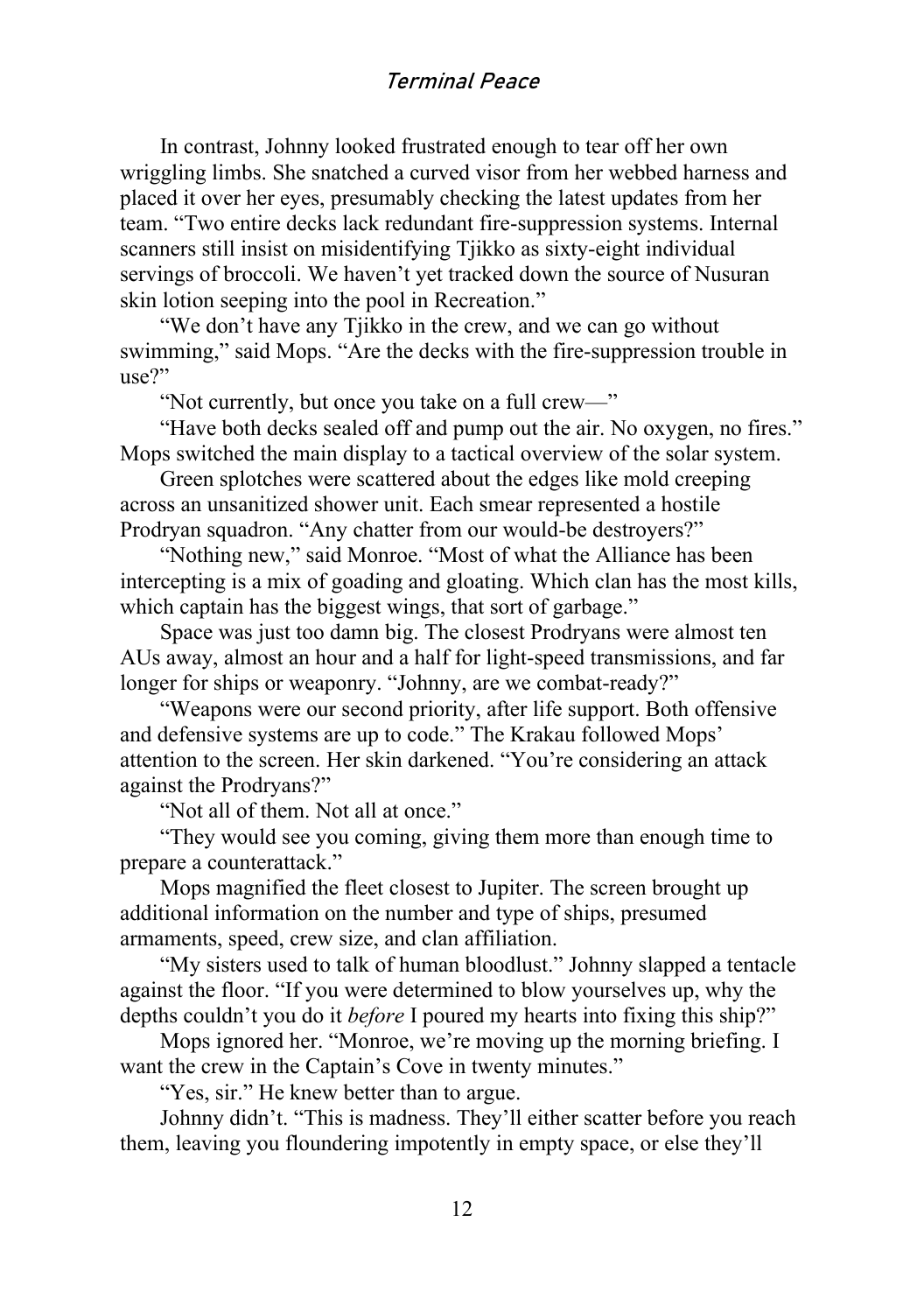In contrast, Johnny looked frustrated enough to tear off her own wriggling limbs. She snatched a curved visor from her webbed harness and placed it over her eyes, presumably checking the latest updates from her team. "Two entire decks lack redundant fire-suppression systems. Internal scanners still insist on misidentifying Tjikko as sixty-eight individual servings of broccoli. We haven't yet tracked down the source of Nusuran skin lotion seeping into the pool in Recreation."

"We don't have any Tjikko in the crew, and we can go without swimming," said Mops. "Are the decks with the fire-suppression trouble in use?"

"Not currently, but once you take on a full crew—"

"Have both decks sealed off and pump out the air. No oxygen, no fires." Mops switched the main display to a tactical overview of the solar system.

Green splotches were scattered about the edges like mold creeping across an unsanitized shower unit. Each smear represented a hostile Prodryan squadron. "Any chatter from our would-be destroyers?"

"Nothing new," said Monroe. "Most of what the Alliance has been intercepting is a mix of goading and gloating. Which clan has the most kills, which captain has the biggest wings, that sort of garbage."

Space was just too damn big. The closest Prodryans were almost ten AUs away, almost an hour and a half for light-speed transmissions, and far longer for ships or weaponry. "Johnny, are we combat-ready?"

"Weapons were our second priority, after life support. Both offensive and defensive systems are up to code." The Krakau followed Mops' attention to the screen. Her skin darkened. "You're considering an attack against the Prodryans?"

"Not all of them. Not all at once."

"They would see you coming, giving them more than enough time to prepare a counterattack."

Mops magnified the fleet closest to Jupiter. The screen brought up additional information on the number and type of ships, presumed armaments, speed, crew size, and clan affiliation.

"My sisters used to talk of human bloodlust." Johnny slapped a tentacle against the floor. "If you were determined to blow yourselves up, why the depths couldn't you do it *before* I poured my hearts into fixing this ship?"

Mops ignored her. "Monroe, we're moving up the morning briefing. I want the crew in the Captain's Cove in twenty minutes."

"Yes, sir." He knew better than to argue.

Johnny didn't. "This is madness. They'll either scatter before you reach them, leaving you floundering impotently in empty space, or else they'll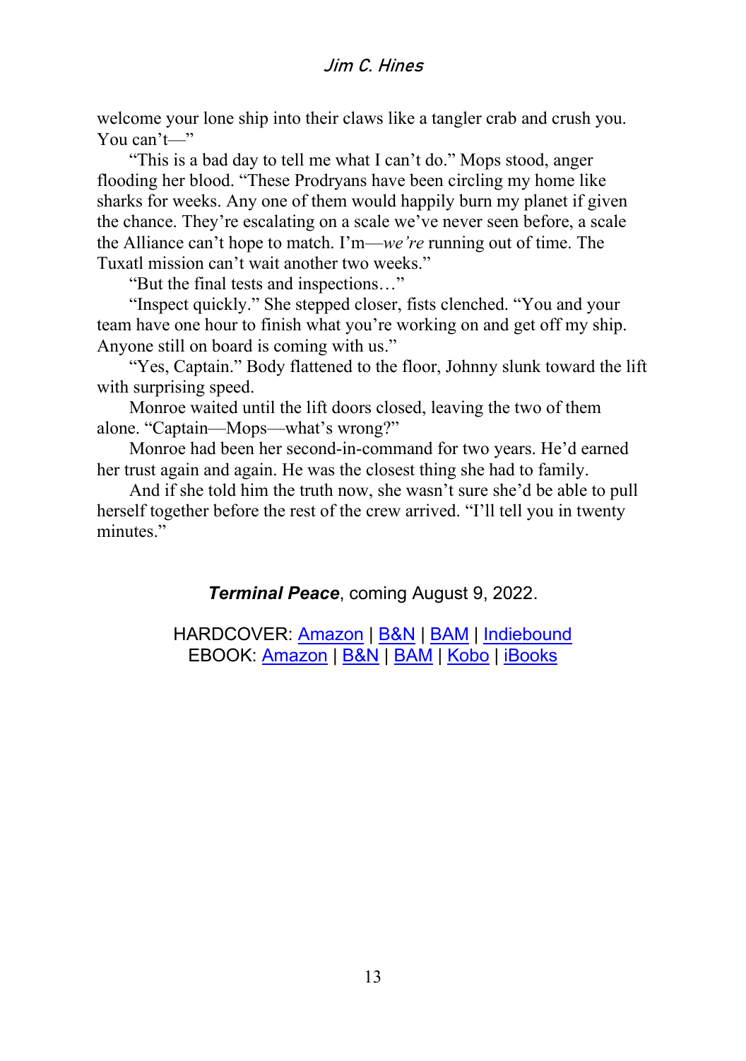welcome your lone ship into their claws like a tangler crab and crush you. You can't—"

"This is a bad day to tell me what I can't do." Mops stood, anger flooding her blood. "These Prodryans have been circling my home like sharks for weeks. Any one of them would happily burn my planet if given the chance. They're escalating on a scale we've never seen before, a scale the Alliance can't hope to match. I'm—*we're* running out of time. The Tuxatl mission can't wait another two weeks."

"But the final tests and inspections…"

"Inspect quickly." She stepped closer, fists clenched. "You and your team have one hour to finish what you're working on and get off my ship. Anyone still on board is coming with us."

"Yes, Captain." Body flattened to the floor, Johnny slunk toward the lift with surprising speed.

Monroe waited until the lift doors closed, leaving the two of them alone. "Captain—Mops—what's wrong?"

Monroe had been her second-in-command for two years. He'd earned her trust again and again. He was the closest thing she had to family.

And if she told him the truth now, she wasn't sure she'd be able to pull herself together before the rest of the crew arrived. "I'll tell you in twenty minutes."

***Terminal Peace***, coming August 9, 2022.

HARDCOVER: Amazon | B&N | BAM | Indiebound
EBOOK: Amazon | B&N | BAM | Kobo | iBooks